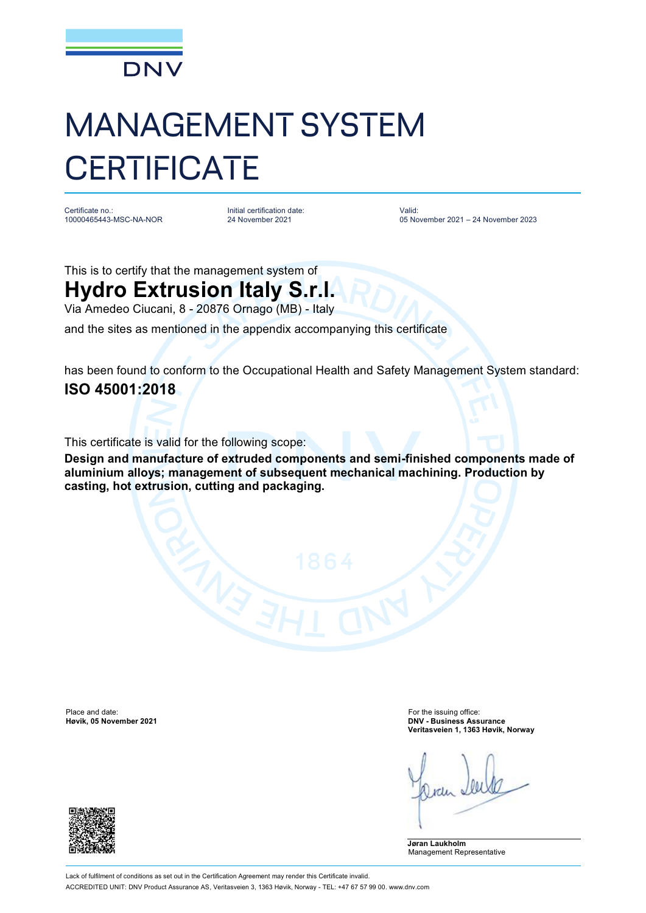DNV

# MANAGEMENT SYSTEM CERTIFICATE

Certificate no.:
10000465443-MSC-NA-NOR

Initial certification date:
24 November 2021

Valid:
05 November 2021 – 24 November 2023

This is to certify that the management system of

## Hydro Extrusion Italy S.r.l.

Via Amedeo Ciucani, 8 - 20876 Ornago (MB) - Italy

and the sites as mentioned in the appendix accompanying this certificate

has been found to conform to the Occupational Health and Safety Management System standard:

## ISO 45001:2018

This certificate is valid for the following scope:

**Design and manufacture of extruded components and semi-finished components made of aluminium alloys; management of subsequent mechanical machining. Production by casting, hot extrusion, cutting and packaging.**

Place and date:
**Høvik, 05 November 2021**

For the issuing office:
**DNV - Business Assurance**
**Veritasveien 1, 1363 Høvik, Norway**

**Jøran Laukholm**
Management Representative

Lack of fulfilment of conditions as set out in the Certification Agreement may render this Certificate invalid.

ACCREDITED UNIT: DNV Product Assurance AS, Veritasveien 3, 1363 Høvik, Norway - TEL: +47 67 57 99 00. www.dnv.com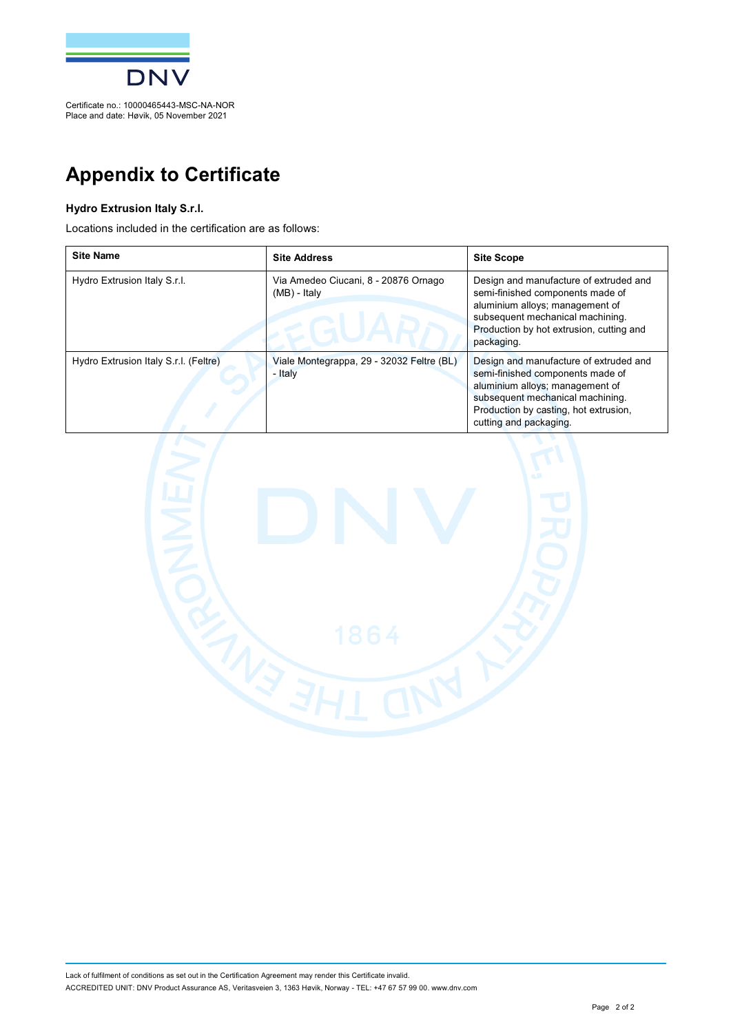Certificate no.: 10000465443-MSC-NA-NOR
Place and date: Høvik, 05 November 2021

# Appendix to Certificate

**Hydro Extrusion Italy S.r.l.**

Locations included in the certification are as follows:

| Site Name | Site Address | Site Scope |
|---|---|---|
| Hydro Extrusion Italy S.r.l. | Via Amedeo Ciucani, 8 - 20876 Ornago (MB) - Italy | Design and manufacture of extruded and semi-finished components made of aluminium alloys; management of subsequent mechanical machining. Production by hot extrusion, cutting and packaging. |
| Hydro Extrusion Italy S.r.l. (Feltre) | Viale Montegrappa, 29 - 32032 Feltre (BL) - Italy | Design and manufacture of extruded and semi-finished components made of aluminium alloys; management of subsequent mechanical machining. Production by casting, hot extrusion, cutting and packaging. |

Lack of fulfilment of conditions as set out in the Certification Agreement may render this Certificate invalid.
ACCREDITED UNIT: DNV Product Assurance AS, Veritasveien 3, 1363 Høvik, Norway - TEL: +47 67 57 99 00. www.dnv.com